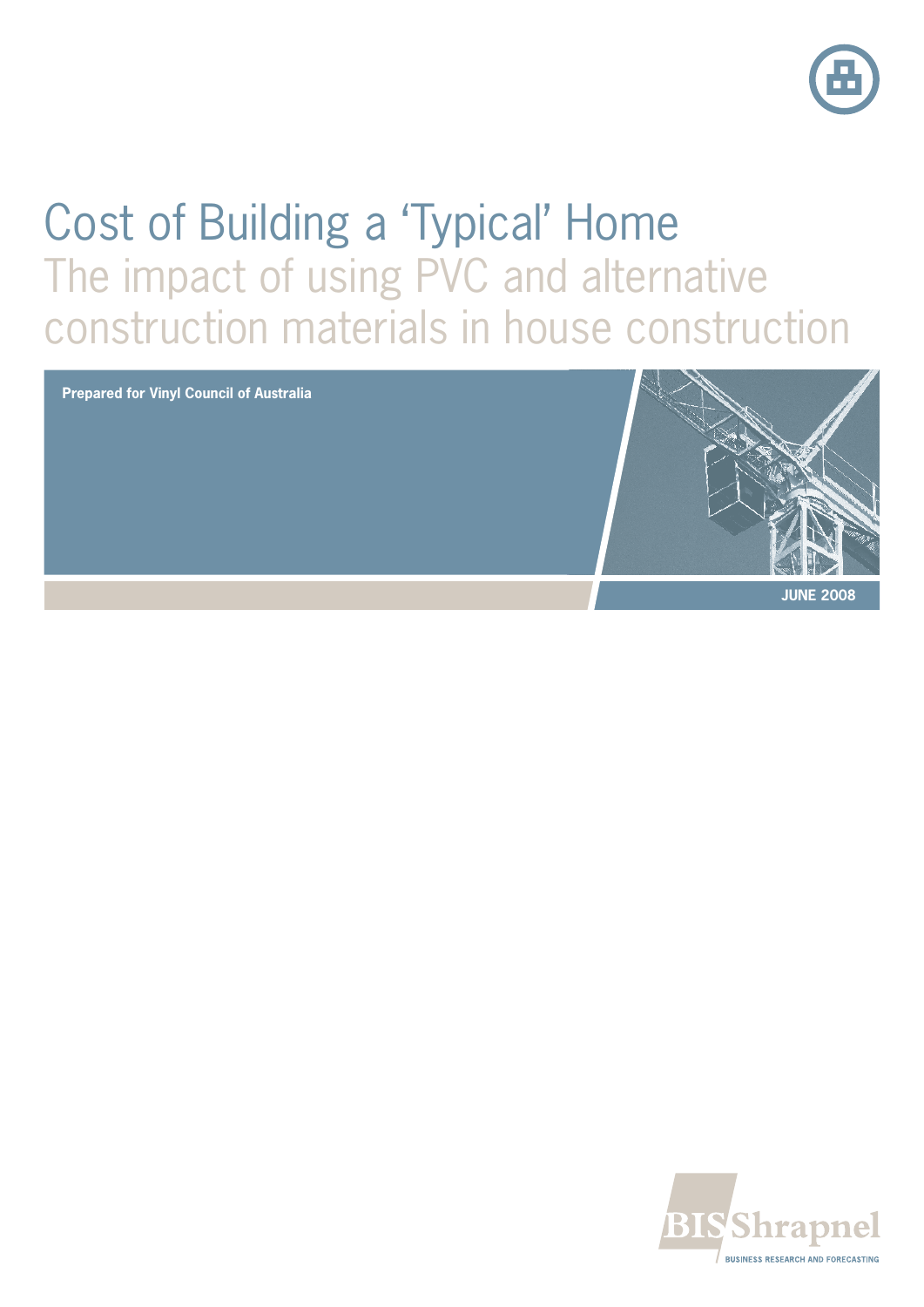# Cost of Building a 'Typical' Home

## The impact of using PVC and alternative construction materials in house construction

**Prepared for Vinyl Council of Australia**

**JUNE 2008**

BIS Shrapnel

BUSINESS RESEARCH AND FORECASTING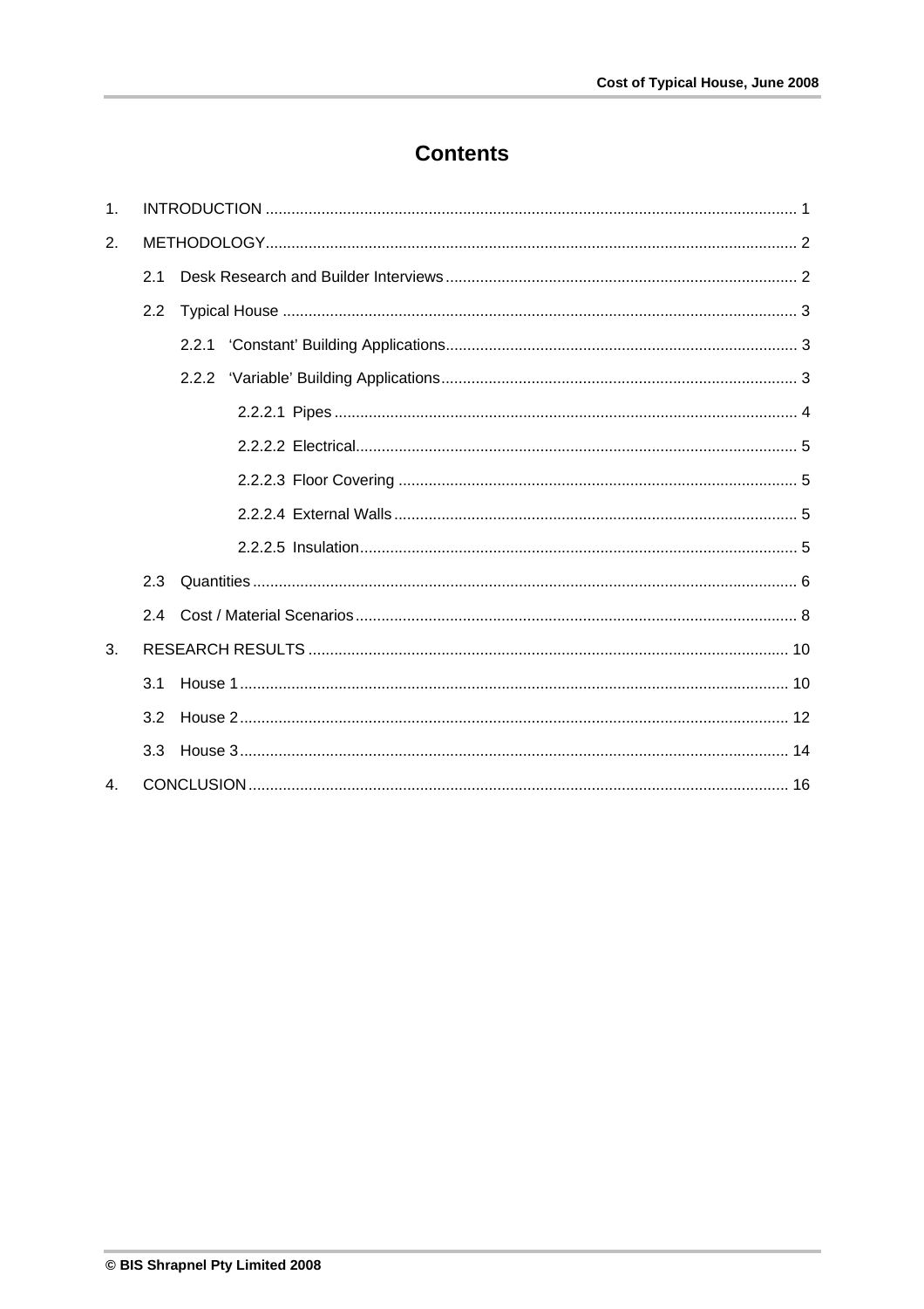# Contents

1. INTRODUCTION ........................................................................................................................ 1
2. METHODOLOGY........................................................................................................................ 2
   - 2.1 Desk Research and Builder Interviews ................................................................................ 2
   - 2.2 Typical House ...................................................................................................................... 3
     - 2.2.1 'Constant' Building Applications................................................................................ 3
     - 2.2.2 'Variable' Building Applications................................................................................. 3
       - 2.2.2.1 Pipes ........................................................................................................... 4
       - 2.2.2.2 Electrical...................................................................................................... 5
       - 2.2.2.3 Floor Covering ............................................................................................ 5
       - 2.2.2.4 External Walls ............................................................................................. 5
       - 2.2.2.5 Insulation..................................................................................................... 5
   - 2.3 Quantities ............................................................................................................................. 6
   - 2.4 Cost / Material Scenarios ..................................................................................................... 8
3. RESEARCH RESULTS .............................................................................................................. 10
   - 3.1 House 1 .............................................................................................................................. 10
   - 3.2 House 2 .............................................................................................................................. 12
   - 3.3 House 3 .............................................................................................................................. 14
4. CONCLUSION ............................................................................................................................ 16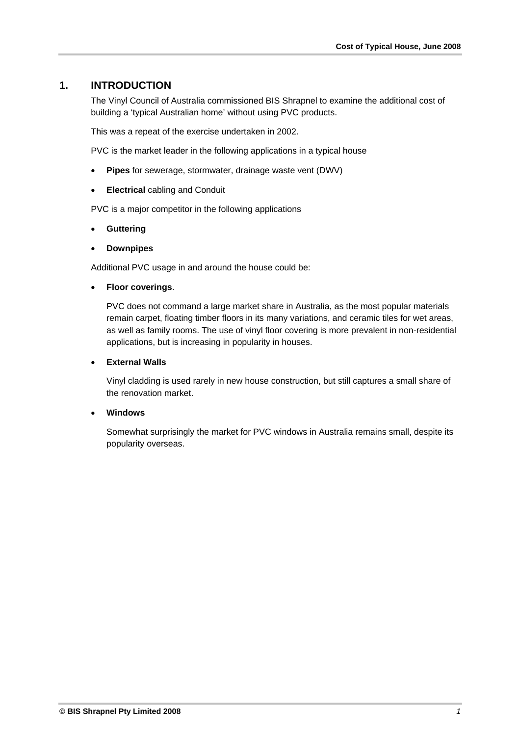# 1. INTRODUCTION

The Vinyl Council of Australia commissioned BIS Shrapnel to examine the additional cost of building a 'typical Australian home' without using PVC products.

This was a repeat of the exercise undertaken in 2002.

PVC is the market leader in the following applications in a typical house

- **Pipes** for sewerage, stormwater, drainage waste vent (DWV)
- **Electrical** cabling and Conduit

PVC is a major competitor in the following applications

- **Guttering**
- **Downpipes**

Additional PVC usage in and around the house could be:

- **Floor coverings**.

  PVC does not command a large market share in Australia, as the most popular materials remain carpet, floating timber floors in its many variations, and ceramic tiles for wet areas, as well as family rooms. The use of vinyl floor covering is more prevalent in non-residential applications, but is increasing in popularity in houses.

- **External Walls**

  Vinyl cladding is used rarely in new house construction, but still captures a small share of the renovation market.

- **Windows**

  Somewhat surprisingly the market for PVC windows in Australia remains small, despite its popularity overseas.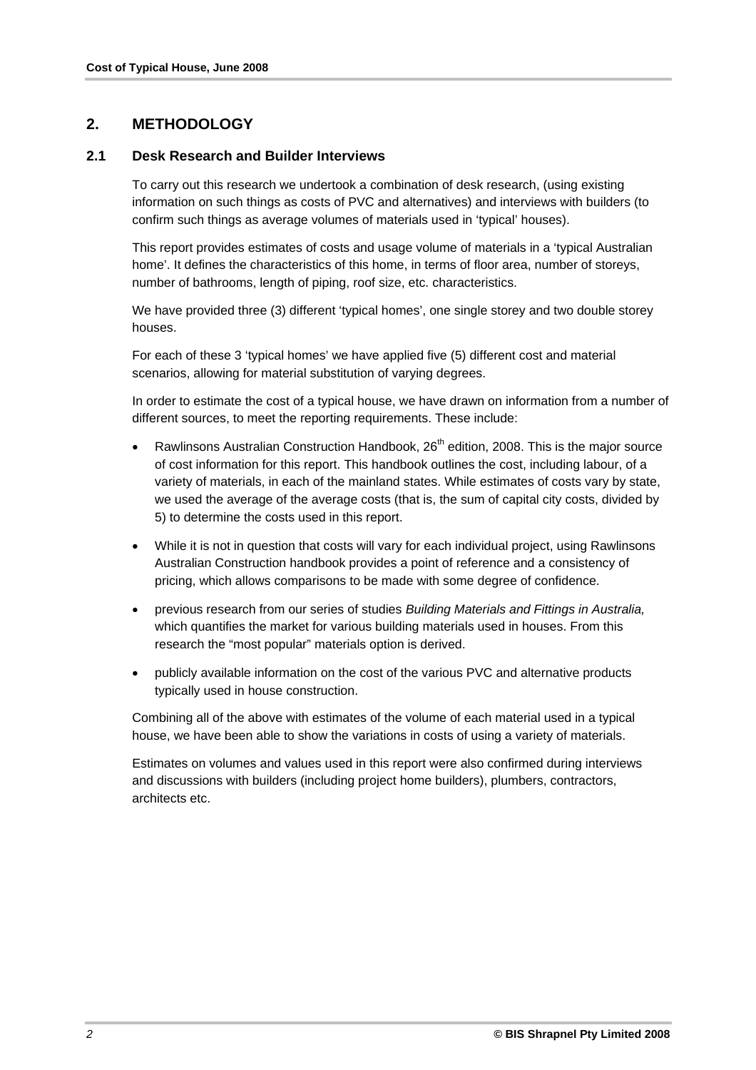## 2. METHODOLOGY

### 2.1 Desk Research and Builder Interviews

To carry out this research we undertook a combination of desk research, (using existing information on such things as costs of PVC and alternatives) and interviews with builders (to confirm such things as average volumes of materials used in 'typical' houses).

This report provides estimates of costs and usage volume of materials in a 'typical Australian home'. It defines the characteristics of this home, in terms of floor area, number of storeys, number of bathrooms, length of piping, roof size, etc. characteristics.

We have provided three (3) different 'typical homes', one single storey and two double storey houses.

For each of these 3 'typical homes' we have applied five (5) different cost and material scenarios, allowing for material substitution of varying degrees.

In order to estimate the cost of a typical house, we have drawn on information from a number of different sources, to meet the reporting requirements. These include:

- Rawlinsons Australian Construction Handbook, 26th edition, 2008. This is the major source of cost information for this report. This handbook outlines the cost, including labour, of a variety of materials, in each of the mainland states. While estimates of costs vary by state, we used the average of the average costs (that is, the sum of capital city costs, divided by 5) to determine the costs used in this report.
- While it is not in question that costs will vary for each individual project, using Rawlinsons Australian Construction handbook provides a point of reference and a consistency of pricing, which allows comparisons to be made with some degree of confidence.
- previous research from our series of studies *Building Materials and Fittings in Australia,* which quantifies the market for various building materials used in houses. From this research the "most popular" materials option is derived.
- publicly available information on the cost of the various PVC and alternative products typically used in house construction.

Combining all of the above with estimates of the volume of each material used in a typical house, we have been able to show the variations in costs of using a variety of materials.

Estimates on volumes and values used in this report were also confirmed during interviews and discussions with builders (including project home builders), plumbers, contractors, architects etc.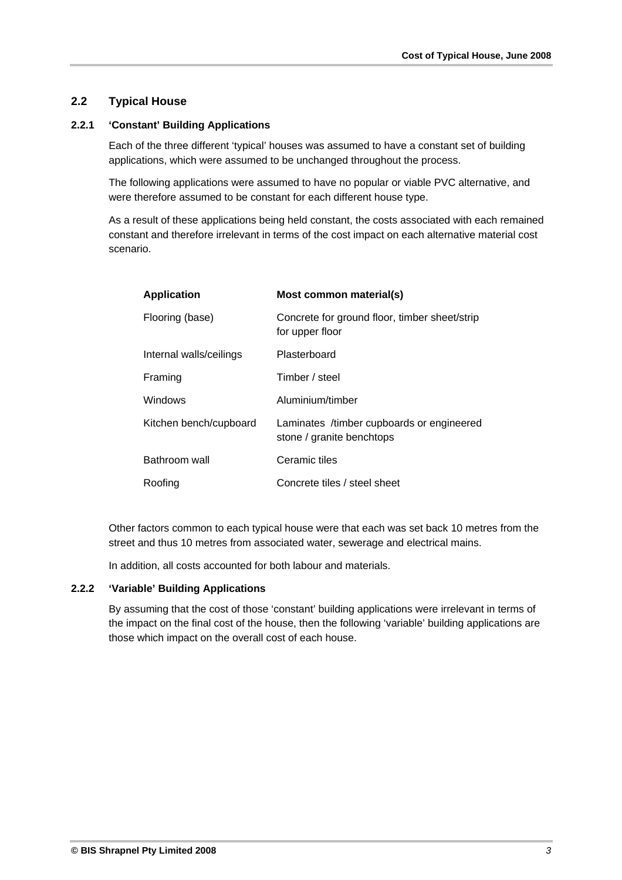## 2.2 Typical House

### 2.2.1 'Constant' Building Applications

Each of the three different 'typical' houses was assumed to have a constant set of building applications, which were assumed to be unchanged throughout the process.

The following applications were assumed to have no popular or viable PVC alternative, and were therefore assumed to be constant for each different house type.

As a result of these applications being held constant, the costs associated with each remained constant and therefore irrelevant in terms of the cost impact on each alternative material cost scenario.

| Application | Most common material(s) |
|---|---|
| Flooring (base) | Concrete for ground floor, timber sheet/strip for upper floor |
| Internal walls/ceilings | Plasterboard |
| Framing | Timber / steel |
| Windows | Aluminium/timber |
| Kitchen bench/cupboard | Laminates /timber cupboards or engineered stone / granite benchtops |
| Bathroom wall | Ceramic tiles |
| Roofing | Concrete tiles / steel sheet |

Other factors common to each typical house were that each was set back 10 metres from the street and thus 10 metres from associated water, sewerage and electrical mains.

In addition, all costs accounted for both labour and materials.

### 2.2.2 'Variable' Building Applications

By assuming that the cost of those 'constant' building applications were irrelevant in terms of the impact on the final cost of the house, then the following 'variable' building applications are those which impact on the overall cost of each house.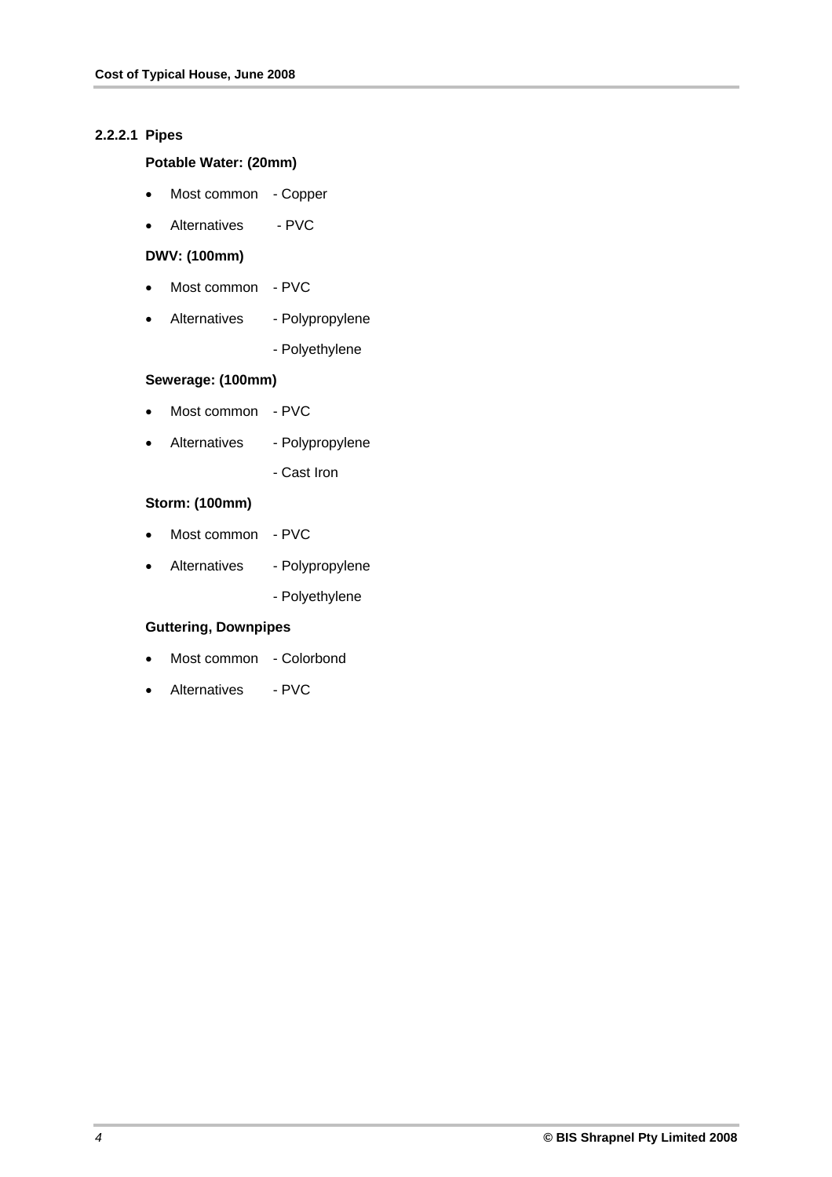#### 2.2.2.1 Pipes

**Potable Water: (20mm)**

- Most common - Copper
- Alternatives - PVC

**DWV: (100mm)**

- Most common - PVC
- Alternatives - Polypropylene
  - Polyethylene

**Sewerage: (100mm)**

- Most common - PVC
- Alternatives - Polypropylene
  - Cast Iron

**Storm: (100mm)**

- Most common - PVC
- Alternatives - Polypropylene
  - Polyethylene

**Guttering, Downpipes**

- Most common - Colorbond
- Alternatives - PVC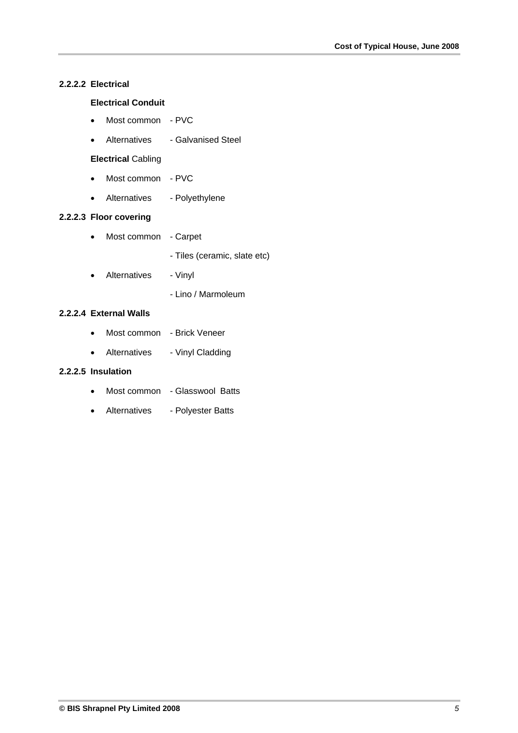#### 2.2.2.2 Electrical

**Electrical Conduit**

- Most common - PVC
- Alternatives - Galvanised Steel

**Electrical** Cabling

- Most common - PVC
- Alternatives - Polyethylene

#### 2.2.2.3 Floor covering

- Most common - Carpet
  - Tiles (ceramic, slate etc)
- Alternatives - Vinyl
  - Lino / Marmoleum

#### 2.2.2.4 External Walls

- Most common - Brick Veneer
- Alternatives - Vinyl Cladding

#### 2.2.2.5 Insulation

- Most common - Glasswool Batts
- Alternatives - Polyester Batts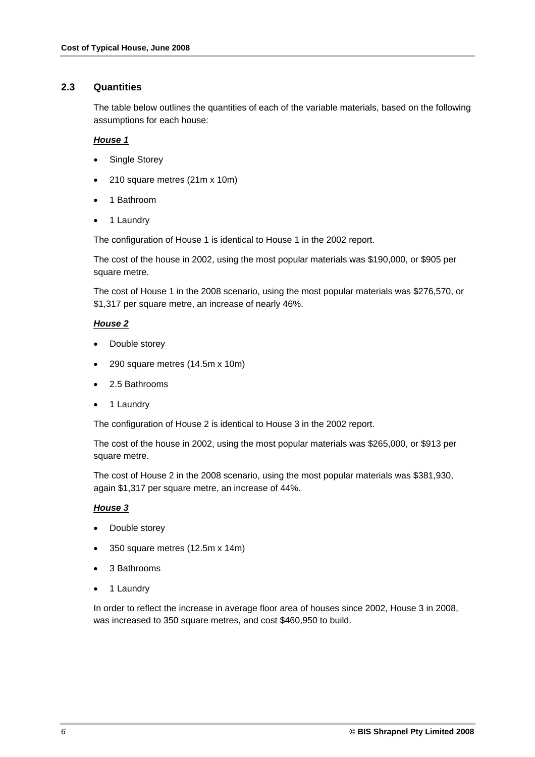## 2.3 Quantities

The table below outlines the quantities of each of the variable materials, based on the following assumptions for each house:

***House 1***

- Single Storey
- 210 square metres (21m x 10m)
- 1 Bathroom
- 1 Laundry

The configuration of House 1 is identical to House 1 in the 2002 report.

The cost of the house in 2002, using the most popular materials was $190,000, or $905 per square metre.

The cost of House 1 in the 2008 scenario, using the most popular materials was $276,570, or $1,317 per square metre, an increase of nearly 46%.

***House 2***

- Double storey
- 290 square metres (14.5m x 10m)
- 2.5 Bathrooms
- 1 Laundry

The configuration of House 2 is identical to House 3 in the 2002 report.

The cost of the house in 2002, using the most popular materials was $265,000, or $913 per square metre.

The cost of House 2 in the 2008 scenario, using the most popular materials was $381,930, again $1,317 per square metre, an increase of 44%.

***House 3***

- Double storey
- 350 square metres (12.5m x 14m)
- 3 Bathrooms
- 1 Laundry

In order to reflect the increase in average floor area of houses since 2002, House 3 in 2008, was increased to 350 square metres, and cost $460,950 to build.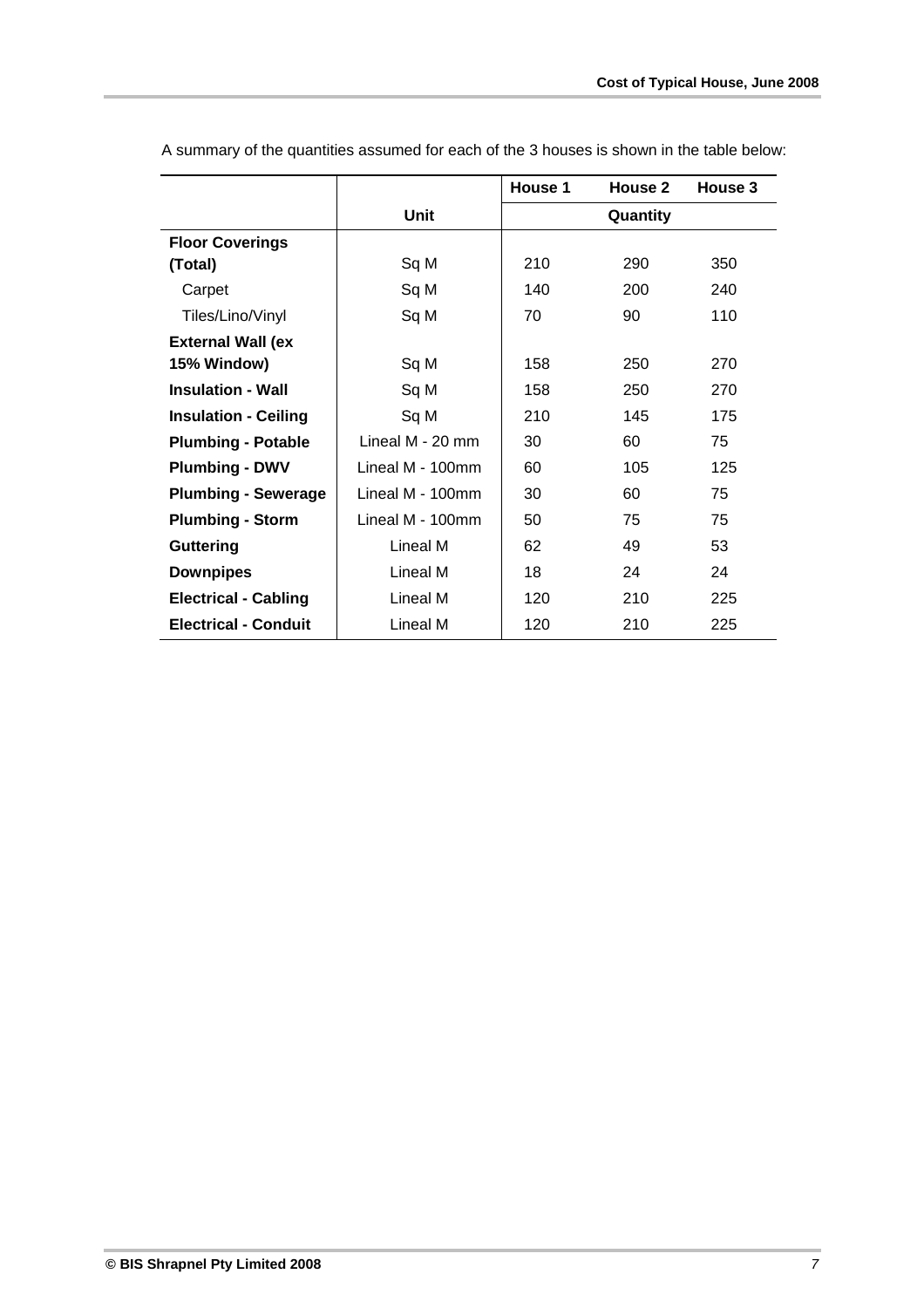A summary of the quantities assumed for each of the 3 houses is shown in the table below:

| | Unit | House 1 | House 2 | House 3 |
|---|---|---|---|---|
| | | Quantity | | |
| **Floor Coverings (Total)** | Sq M | 210 | 290 | 350 |
| Carpet | Sq M | 140 | 200 | 240 |
| Tiles/Lino/Vinyl | Sq M | 70 | 90 | 110 |
| **External Wall (ex 15% Window)** | Sq M | 158 | 250 | 270 |
| **Insulation - Wall** | Sq M | 158 | 250 | 270 |
| **Insulation - Ceiling** | Sq M | 210 | 145 | 175 |
| **Plumbing - Potable** | Lineal M - 20 mm | 30 | 60 | 75 |
| **Plumbing - DWV** | Lineal M - 100mm | 60 | 105 | 125 |
| **Plumbing - Sewerage** | Lineal M - 100mm | 30 | 60 | 75 |
| **Plumbing - Storm** | Lineal M - 100mm | 50 | 75 | 75 |
| **Guttering** | Lineal M | 62 | 49 | 53 |
| **Downpipes** | Lineal M | 18 | 24 | 24 |
| **Electrical - Cabling** | Lineal M | 120 | 210 | 225 |
| **Electrical - Conduit** | Lineal M | 120 | 210 | 225 |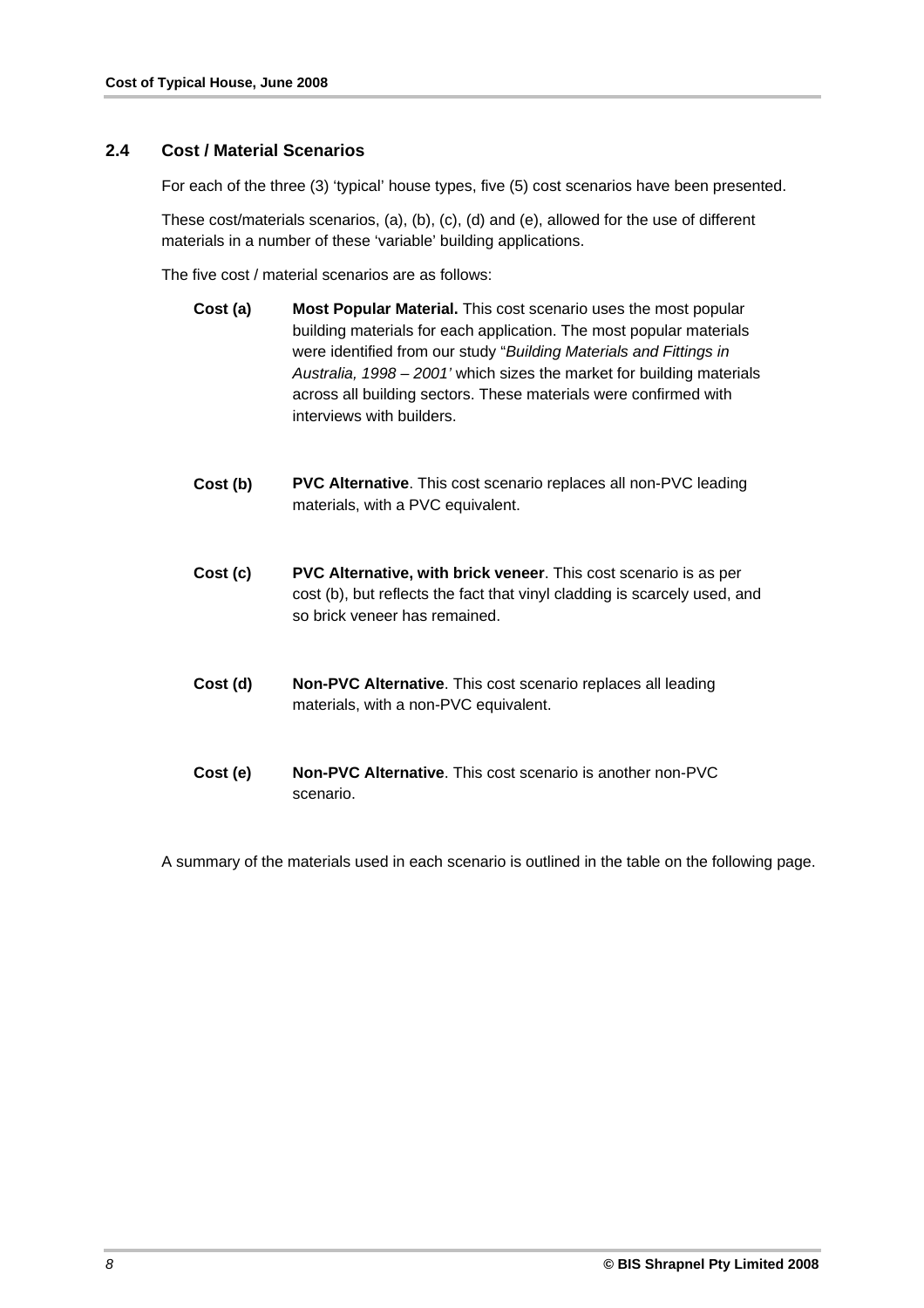## 2.4 Cost / Material Scenarios

For each of the three (3) 'typical' house types, five (5) cost scenarios have been presented.

These cost/materials scenarios, (a), (b), (c), (d) and (e), allowed for the use of different materials in a number of these 'variable' building applications.

The five cost / material scenarios are as follows:

**Cost (a)** **Most Popular Material.** This cost scenario uses the most popular building materials for each application. The most popular materials were identified from our study "*Building Materials and Fittings in Australia, 1998 – 2001'* which sizes the market for building materials across all building sectors. These materials were confirmed with interviews with builders.

**Cost (b)** **PVC Alternative**. This cost scenario replaces all non-PVC leading materials, with a PVC equivalent.

**Cost (c)** **PVC Alternative, with brick veneer**. This cost scenario is as per cost (b), but reflects the fact that vinyl cladding is scarcely used, and so brick veneer has remained.

**Cost (d)** **Non-PVC Alternative**. This cost scenario replaces all leading materials, with a non-PVC equivalent.

**Cost (e)** **Non-PVC Alternative**. This cost scenario is another non-PVC scenario.

A summary of the materials used in each scenario is outlined in the table on the following page.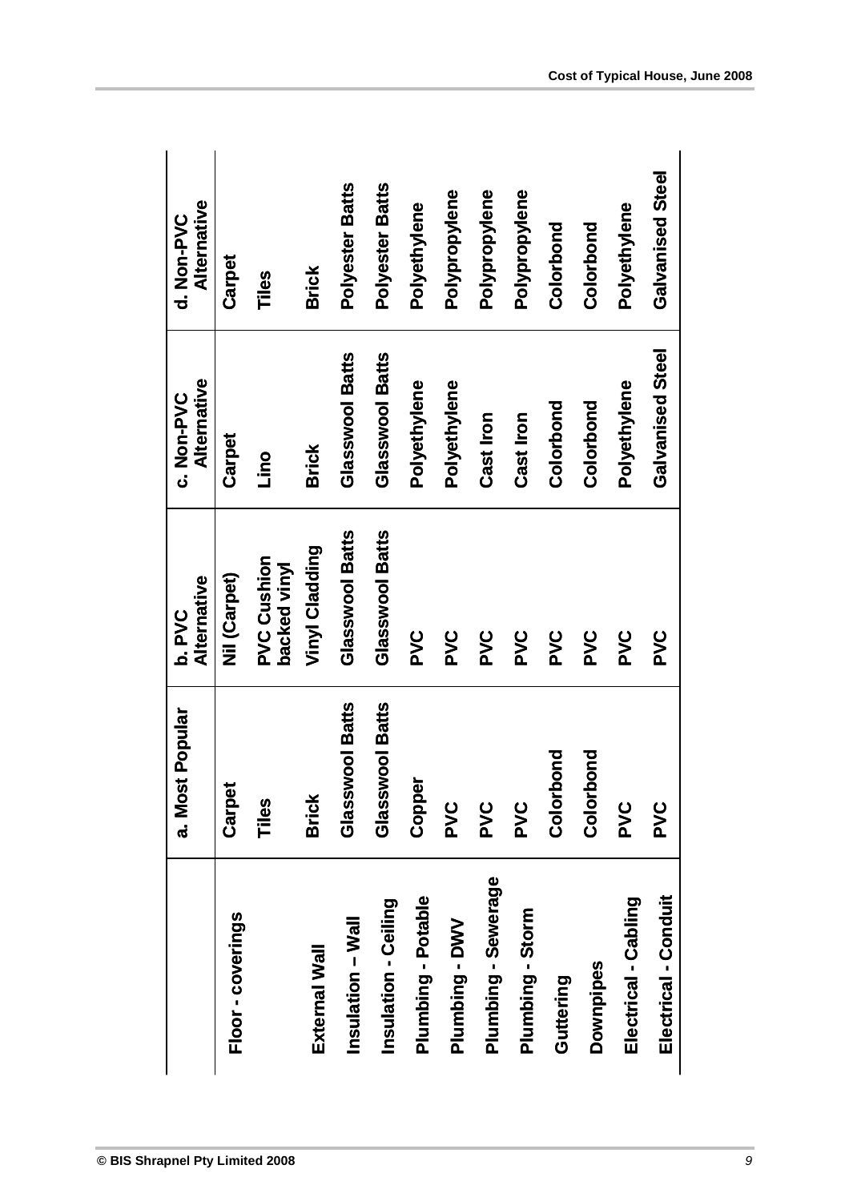| | a. Most Popular | b. PVC Alternative | c. Non-PVC Alternative | d. Non-PVC Alternative |
|---|---|---|---|---|
| Floor - coverings | Carpet | Nil (Carpet) | Carpet | Carpet |
| | Tiles | PVC Cushion backed vinyl | Lino | Tiles |
| External Wall | Brick | Vinyl Cladding | Brick | Brick |
| Insulation – Wall | Glasswool Batts | Glasswool Batts | Glasswool Batts | Polyester Batts |
| Insulation - Ceiling | Glasswool Batts | Glasswool Batts | Glasswool Batts | Polyester Batts |
| Plumbing - Potable | Copper | PVC | Polyethylene | Polyethylene |
| Plumbing - DWV | PVC | PVC | Polyethylene | Polypropylene |
| Plumbing - Sewerage | PVC | PVC | Cast Iron | Polypropylene |
| Plumbing - Storm | PVC | PVC | Cast Iron | Polypropylene |
| Guttering | Colorbond | PVC | Colorbond | Colorbond |
| Downpipes | Colorbond | PVC | Colorbond | Colorbond |
| Electrical - Cabling | PVC | PVC | Polyethylene | Polyethylene |
| Electrical - Conduit | PVC | PVC | Galvanised Steel | Galvanised Steel |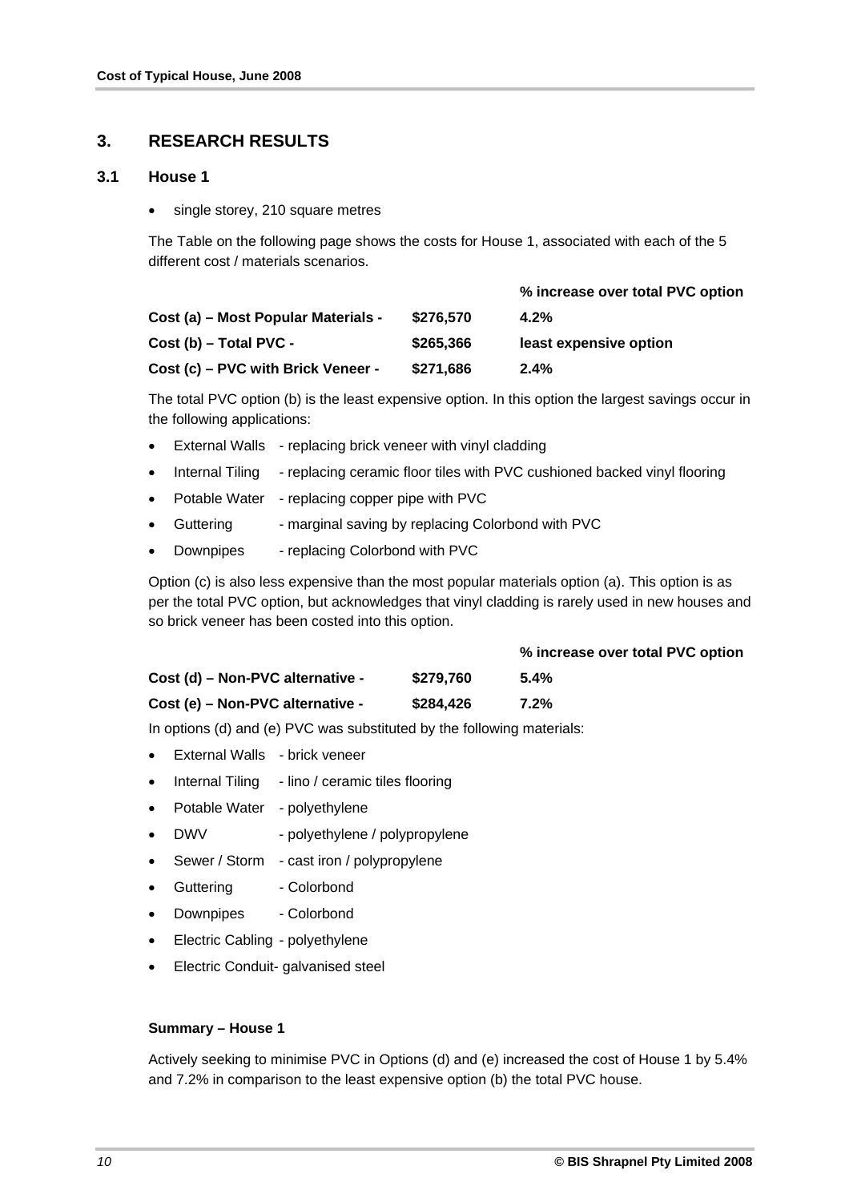## 3. RESEARCH RESULTS

### 3.1 House 1

- single storey, 210 square metres

The Table on the following page shows the costs for House 1, associated with each of the 5 different cost / materials scenarios.

| | | % increase over total PVC option |
|---|---|---|
| **Cost (a) – Most Popular Materials -** | **$276,570** | **4.2%** |
| **Cost (b) – Total PVC -** | **$265,366** | **least expensive option** |
| **Cost (c) – PVC with Brick Veneer -** | **$271,686** | **2.4%** |

The total PVC option (b) is the least expensive option. In this option the largest savings occur in the following applications:

- External Walls - replacing brick veneer with vinyl cladding
- Internal Tiling - replacing ceramic floor tiles with PVC cushioned backed vinyl flooring
- Potable Water - replacing copper pipe with PVC
- Guttering - marginal saving by replacing Colorbond with PVC
- Downpipes - replacing Colorbond with PVC

Option (c) is also less expensive than the most popular materials option (a). This option is as per the total PVC option, but acknowledges that vinyl cladding is rarely used in new houses and so brick veneer has been costed into this option.

| | | % increase over total PVC option |
|---|---|---|
| **Cost (d) – Non-PVC alternative -** | **$279,760** | **5.4%** |
| **Cost (e) – Non-PVC alternative -** | **$284,426** | **7.2%** |

In options (d) and (e) PVC was substituted by the following materials:

- External Walls - brick veneer
- Internal Tiling - lino / ceramic tiles flooring
- Potable Water - polyethylene
- DWV - polyethylene / polypropylene
- Sewer / Storm - cast iron / polypropylene
- Guttering - Colorbond
- Downpipes - Colorbond
- Electric Cabling - polyethylene
- Electric Conduit- galvanised steel

**Summary – House 1**

Actively seeking to minimise PVC in Options (d) and (e) increased the cost of House 1 by 5.4% and 7.2% in comparison to the least expensive option (b) the total PVC house.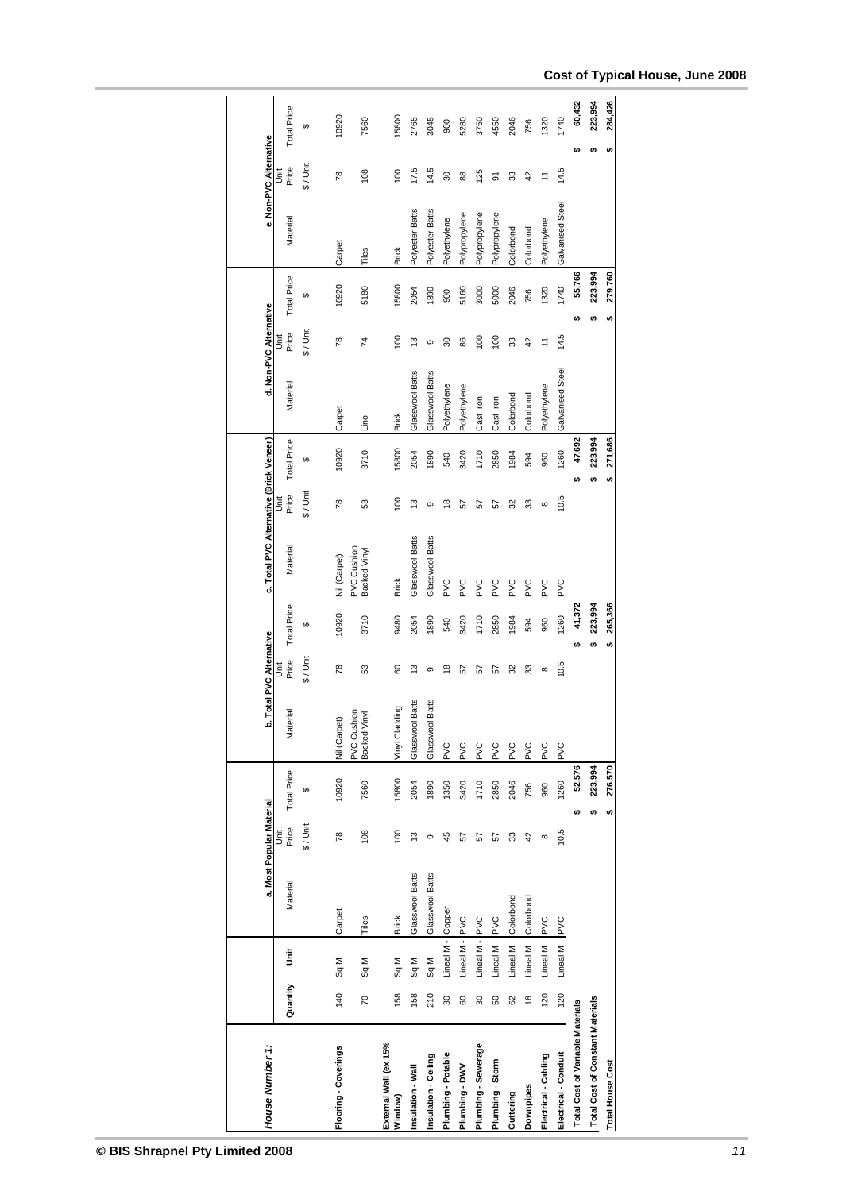## House Number 1:

| | Quantity | Unit | a. Most Popular Material | | | b. Total PVC Alternative | | | c. Total PVC Alternative (Brick Veneer) | | | d. Non-PVC Alternative | | | e. Non-PVC Alternative | | |
|---|---|---|---|---|---|---|---|---|---|---|---|---|---|---|---|---|---|
| | | | Material | Unit Price $ / Unit | Total Price $ | Material | Unit Price $ / Unit | Total Price $ | Material | Unit Price $ / Unit | Total Price $ | Material | Unit Price $ / Unit | Total Price $ | Material | Unit Price $ / Unit | Total Price $ |
| Flooring - Coverings | 140 | Sq M | Carpet | 78 | 10920 | Nil (Carpet) | 78 | 10920 | Nil (Carpet) | 78 | 10920 | Carpet | 78 | 10920 | Carpet | 78 | 10920 |
| | 70 | Sq M | Tiles | 108 | 7560 | PVC Cushion Backed Vinyl | 53 | 3710 | PVC Cushion Backed Vinyl | 53 | 3710 | Lino | 74 | 5180 | Tiles | 108 | 7560 |
| External Wall (ex 15% Window) | 158 | Sq M | Brick | 100 | 15800 | Vinyl Cladding | 60 | 9480 | Brick | 100 | 15800 | Brick | 100 | 15800 | Brick | 100 | 15800 |
| Insulation - Wall | 158 | Sq M | Glasswool Batts | 13 | 2054 | Glasswool Batts | 13 | 2054 | Glasswool Batts | 13 | 2054 | Glasswool Batts | 13 | 2054 | Polyester Batts | 17.5 | 2765 |
| Insulation - Ceiling | 210 | Sq M | Glasswool Batts | 9 | 1890 | Glasswool Batts | 9 | 1890 | Glasswool Batts | 9 | 1890 | Glasswool Batts | 9 | 1890 | Polyester Batts | 14.5 | 3045 |
| Plumbing - Potable | 30 | Lineal M | Copper | 45 | 1350 | PVC | 18 | 540 | PVC | 18 | 540 | Polyethylene | 30 | 900 | Polyethylene | 30 | 900 |
| Plumbing - DWV | 60 | Lineal M | PVC | 57 | 3420 | PVC | 57 | 3420 | PVC | 57 | 3420 | Polyethylene | 86 | 5160 | Polypropylene | 88 | 5280 |
| Plumbing - Sewerage | 30 | Lineal M | PVC | 57 | 1710 | PVC | 57 | 1710 | PVC | 57 | 1710 | Cast Iron | 100 | 3000 | Polypropylene | 125 | 3750 |
| Plumbing - Storm | 50 | Lineal M | PVC | 57 | 2850 | PVC | 57 | 2850 | PVC | 57 | 2850 | Cast Iron | 100 | 5000 | Polypropylene | 91 | 4550 |
| Guttering | 62 | Lineal M | Colorbond | 33 | 2046 | PVC | 32 | 1984 | PVC | 32 | 1984 | Colorbond | 33 | 2046 | Colorbond | 33 | 2046 |
| Downpipes | 18 | Lineal M | Colorbond | 42 | 756 | PVC | 33 | 594 | PVC | 33 | 594 | Colorbond | 42 | 756 | Colorbond | 42 | 756 |
| Electrical - Cabling | 120 | Lineal M | PVC | 8 | 960 | PVC | 8 | 960 | PVC | 8 | 960 | Polyethylene | 11 | 1320 | Polyethylene | 11 | 1320 |
| Electrical - Conduit | 120 | Lineal M | PVC | 10.5 | 1260 | PVC | 10.5 | 1260 | PVC | 10.5 | 1260 | Galvanised Steel | 14.5 | 1740 | Galvanised Steel | 14.5 | 1740 |
| Total Cost of Variable Materials | | | | | $ 52,576 | | | $ 41,372 | | | $ 47,692 | | | $ 55,766 | | | $ 60,432 |
| Total Cost of Constant Materials | | | | | $ 223,994 | | | $ 223,994 | | | $ 223,994 | | | $ 223,994 | | | $ 223,994 |
| Total House Cost | | | | | $ 276,570 | | | $ 265,366 | | | $ 271,686 | | | $ 279,760 | | | $ 284,426 |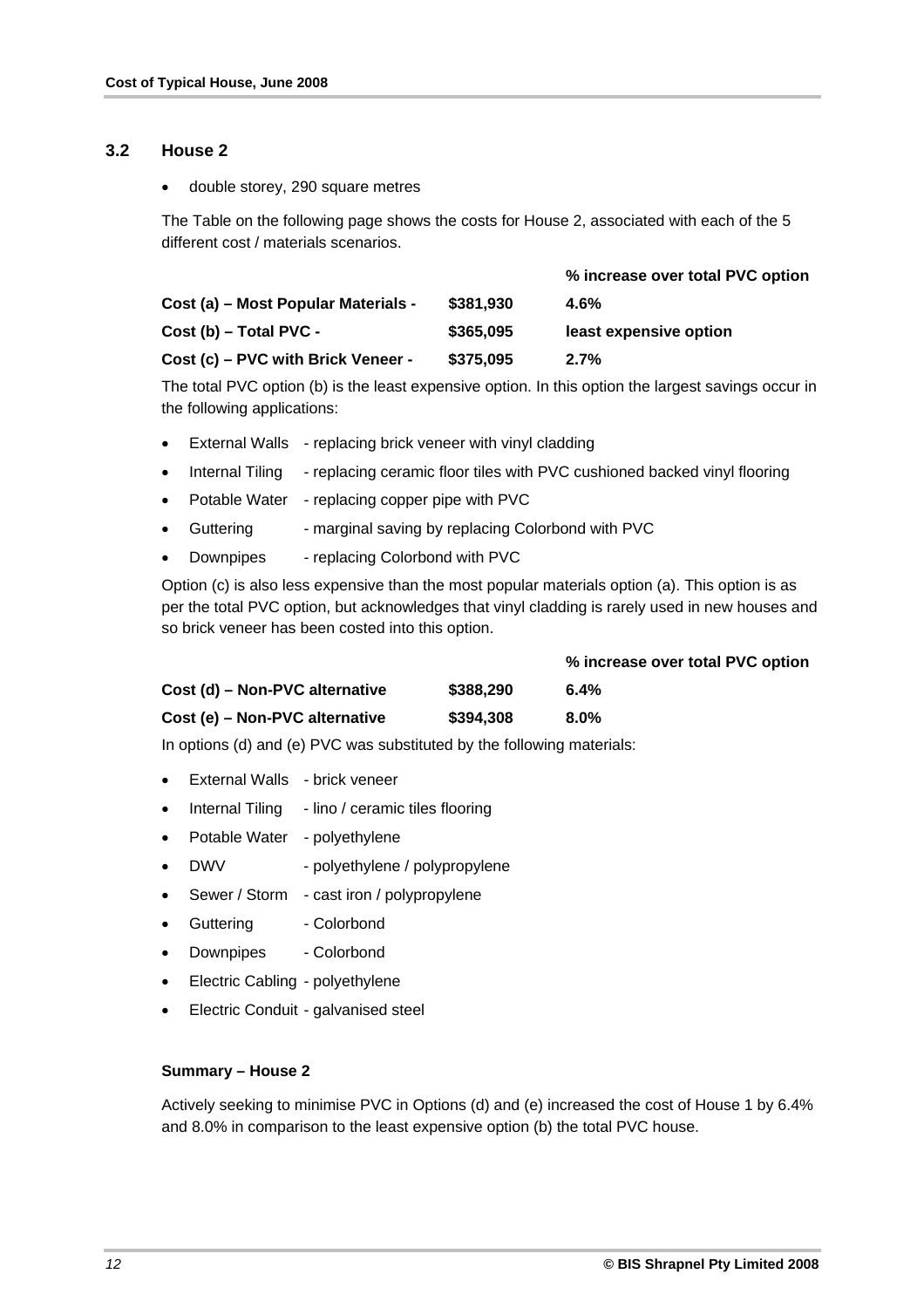## 3.2 House 2

- double storey, 290 square metres

The Table on the following page shows the costs for House 2, associated with each of the 5 different cost / materials scenarios.

| | | % increase over total PVC option |
|---|---|---|
| **Cost (a) – Most Popular Materials -** | **$381,930** | **4.6%** |
| **Cost (b) – Total PVC -** | **$365,095** | **least expensive option** |
| **Cost (c) – PVC with Brick Veneer -** | **$375,095** | **2.7%** |

The total PVC option (b) is the least expensive option. In this option the largest savings occur in the following applications:

- External Walls - replacing brick veneer with vinyl cladding
- Internal Tiling - replacing ceramic floor tiles with PVC cushioned backed vinyl flooring
- Potable Water - replacing copper pipe with PVC
- Guttering - marginal saving by replacing Colorbond with PVC
- Downpipes - replacing Colorbond with PVC

Option (c) is also less expensive than the most popular materials option (a). This option is as per the total PVC option, but acknowledges that vinyl cladding is rarely used in new houses and so brick veneer has been costed into this option.

| | | % increase over total PVC option |
|---|---|---|
| **Cost (d) – Non-PVC alternative** | **$388,290** | **6.4%** |
| **Cost (e) – Non-PVC alternative** | **$394,308** | **8.0%** |

In options (d) and (e) PVC was substituted by the following materials:

- External Walls - brick veneer
- Internal Tiling - lino / ceramic tiles flooring
- Potable Water - polyethylene
- DWV - polyethylene / polypropylene
- Sewer / Storm - cast iron / polypropylene
- Guttering - Colorbond
- Downpipes - Colorbond
- Electric Cabling - polyethylene
- Electric Conduit - galvanised steel

**Summary – House 2**

Actively seeking to minimise PVC in Options (d) and (e) increased the cost of House 1 by 6.4% and 8.0% in comparison to the least expensive option (b) the total PVC house.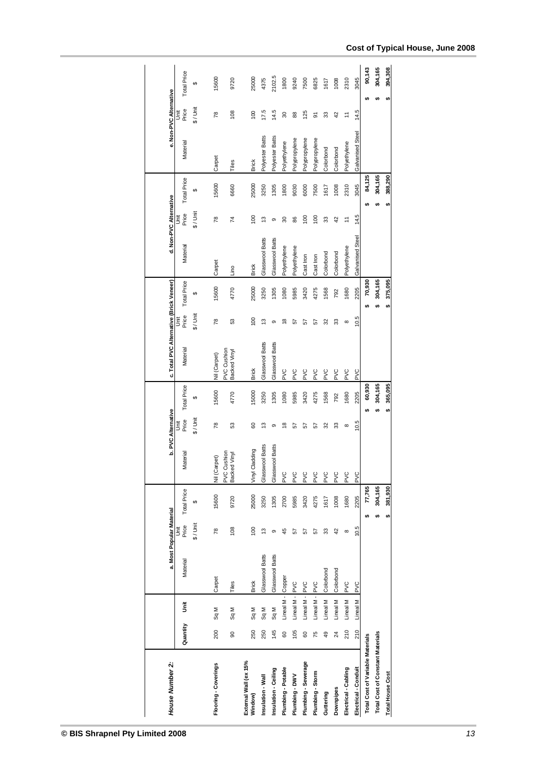## House Number 2:

| | Quantity | Unit | a. Most Popular Material | | | b. PVC Alternative | | | c. Total PVC Alternative (Brick Veneer) | | | d. Non-PVC Alternative | | | e. Non-PVC Alternative | | |
|---|---|---|---|---|---|---|---|---|---|---|---|---|---|---|---|---|---|
| | | | Material | Unit Price $ / Unit | Total Price $ | Material | Unit Price $ / Unit | Total Price $ | Material | Unit Price $ / Unit | Total Price $ | Material | Unit Price $ / Unit | Total Price $ | Material | Unit Price $ / Unit | Total Price $ |
| Flooring - Coverings | 200 | Sq M | Carpet | 78 | 15600 | Nil (Carpet) | 78 | 15600 | Nil (Carpet) | 78 | 15600 | Carpet | 78 | 15600 | Carpet | 78 | 15600 |
| | 90 | Sq M | Tiles | 108 | 9720 | PVC Cushion Backed Vinyl | 53 | 4770 | PVC Cushion Backed Vinyl | 53 | 4770 | Lino | 74 | 6660 | Tiles | 108 | 9720 |
| External Wall (ex 15% Window) | 250 | Sq M | Brick | 100 | 25000 | Vinyl Cladding | 60 | 15000 | Brick | 100 | 25000 | Brick | 100 | 25000 | Brick | 100 | 25000 |
| Insulation - Wall | 250 | Sq M | Glasswool Batts | 13 | 3250 | Glasswool Batts | 13 | 3250 | Glasswool Batts | 13 | 3250 | Glasswool Batts | 13 | 3250 | Polyester Batts | 17.5 | 4375 |
| Insulation - Ceiling | 145 | Sq M | Glasswool Batts | 9 | 1305 | Glasswool Batts | 9 | 1305 | Glasswool Batts | 9 | 1305 | Glasswool Batts | 9 | 1305 | Polyester Batts | 14.5 | 2102.5 |
| Plumbing - Potable | 60 | Lineal M - | Copper | 45 | 2700 | PVC | 18 | 1080 | PVC | 18 | 1080 | Polyethylene | 30 | 1800 | Polyethylene | 30 | 1800 |
| Plumbing - DWV | 105 | Lineal M - | PVC | 57 | 5985 | PVC | 57 | 5985 | PVC | 57 | 5985 | Polyethylene | 86 | 9030 | Polypropylene | 88 | 9240 |
| Plumbing - Sewerage | 60 | Lineal M - | PVC | 57 | 3420 | PVC | 57 | 3420 | PVC | 57 | 3420 | Cast Iron | 100 | 6000 | Polypropylene | 125 | 7500 |
| Plumbing - Storm | 75 | Lineal M - | PVC | 57 | 4275 | PVC | 57 | 4275 | PVC | 57 | 4275 | Cast Iron | 100 | 7500 | Polypropylene | 91 | 6825 |
| Guttering | 49 | Lineal M | Colorbond | 33 | 1617 | PVC | 32 | 1568 | PVC | 32 | 1568 | Colorbond | 33 | 1617 | Colorbond | 33 | 1617 |
| Downpipes | 24 | Lineal M | Colorbond | 42 | 1008 | PVC | 33 | 792 | PVC | 33 | 792 | Colorbond | 42 | 1008 | Colorbond | 42 | 1008 |
| Electrical - Cabling | 210 | Lineal M | PVC | 8 | 1680 | PVC | 8 | 1680 | PVC | 8 | 1680 | Polyethylene | 11 | 2310 | Polyethylene | 11 | 2310 |
| Electrical - Conduit | 210 | Lineal M | PVC | 10.5 | 2205 | PVC | 10.5 | 2205 | PVC | 10.5 | 2205 | Galvanised Steel | 14.5 | 3045 | Galvanised Steel | 14.5 | 3045 |
| Total Cost of Variable Materials | | | | | $ 77,765 | | | $ 60,930 | | | $ 70,930 | | | $ 84,125 | | | $ 90,143 |
| Total Cost of Constant Materials | | | | | $ 304,165 | | | $ 304,165 | | | $ 304,165 | | | $ 304,165 | | | $ 304,165 |
| Total House Cost | | | | | $ 381,930 | | | $ 365,095 | | | $ 375,095 | | | $ 388,290 | | | $ 394,308 |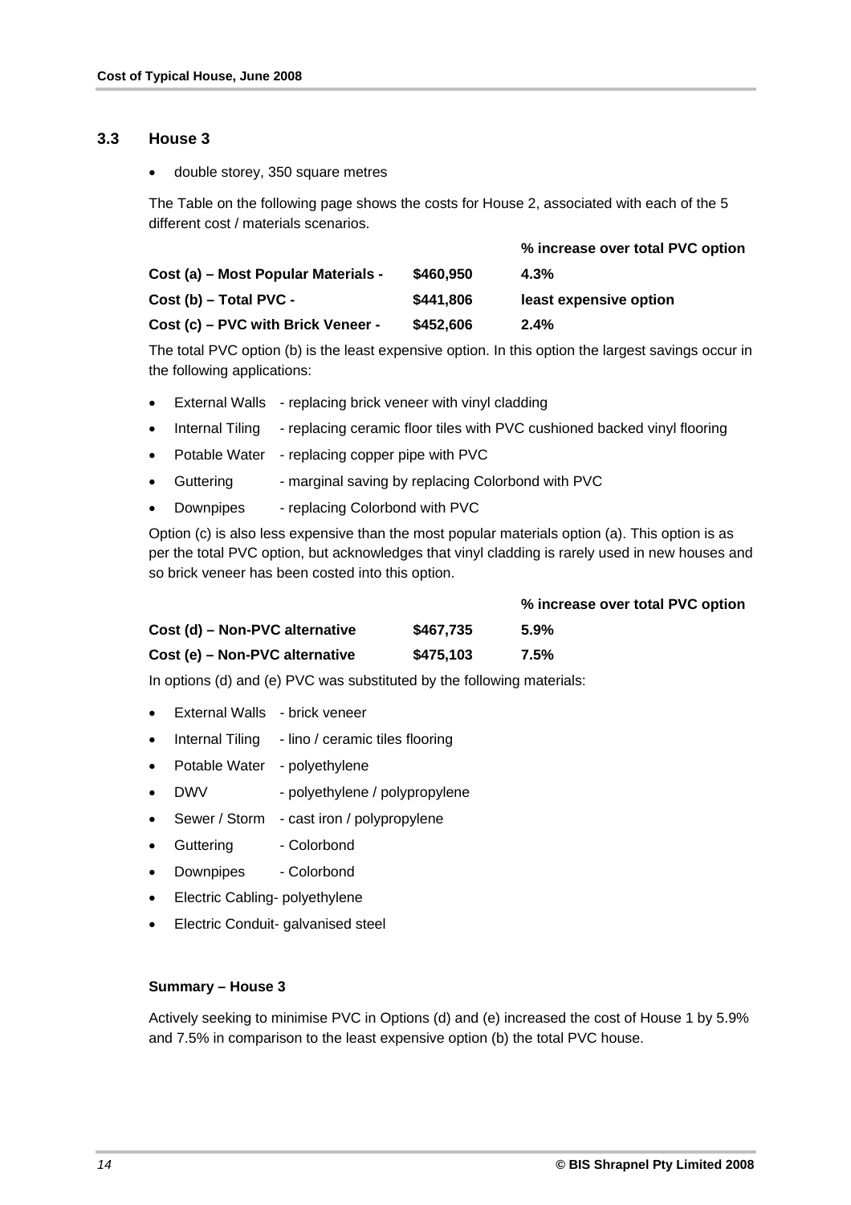## 3.3 House 3

- double storey, 350 square metres

The Table on the following page shows the costs for House 2, associated with each of the 5 different cost / materials scenarios.

| | | % increase over total PVC option |
|---|---|---|
| **Cost (a) – Most Popular Materials -** | **$460,950** | **4.3%** |
| **Cost (b) – Total PVC -** | **$441,806** | **least expensive option** |
| **Cost (c) – PVC with Brick Veneer -** | **$452,606** | **2.4%** |

The total PVC option (b) is the least expensive option. In this option the largest savings occur in the following applications:

- External Walls - replacing brick veneer with vinyl cladding
- Internal Tiling - replacing ceramic floor tiles with PVC cushioned backed vinyl flooring
- Potable Water - replacing copper pipe with PVC
- Guttering - marginal saving by replacing Colorbond with PVC
- Downpipes - replacing Colorbond with PVC

Option (c) is also less expensive than the most popular materials option (a). This option is as per the total PVC option, but acknowledges that vinyl cladding is rarely used in new houses and so brick veneer has been costed into this option.

| | | % increase over total PVC option |
|---|---|---|
| **Cost (d) – Non-PVC alternative** | **$467,735** | **5.9%** |
| **Cost (e) – Non-PVC alternative** | **$475,103** | **7.5%** |

In options (d) and (e) PVC was substituted by the following materials:

- External Walls - brick veneer
- Internal Tiling - lino / ceramic tiles flooring
- Potable Water - polyethylene
- DWV - polyethylene / polypropylene
- Sewer / Storm - cast iron / polypropylene
- Guttering - Colorbond
- Downpipes - Colorbond
- Electric Cabling- polyethylene
- Electric Conduit- galvanised steel

**Summary – House 3**

Actively seeking to minimise PVC in Options (d) and (e) increased the cost of House 1 by 5.9% and 7.5% in comparison to the least expensive option (b) the total PVC house.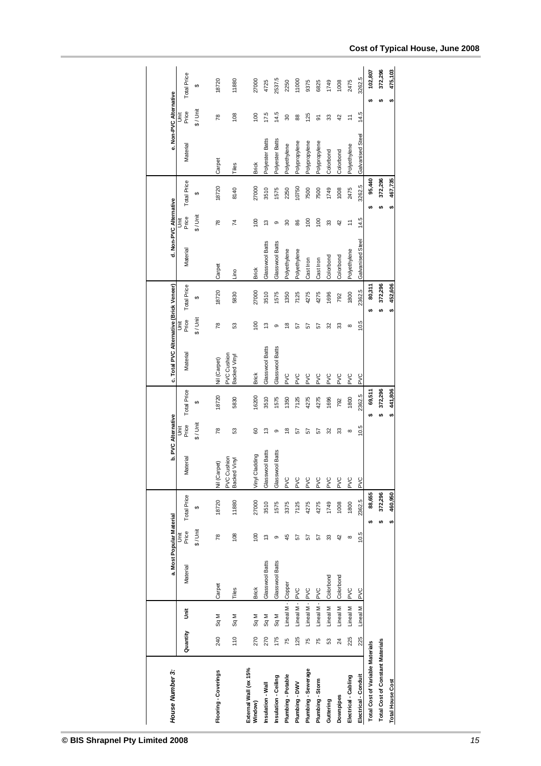## House Number 3:

| | Quantity | Unit | a. Most Popular Material | | | b. PVC Alternative | | | c. Total PVC Alternative (Brick Veneer) | | | d. Non-PVC Alternative | | | e. Non-PVC Alternative | | |
|---|---|---|---|---|---|---|---|---|---|---|---|---|---|---|---|---|---|
| | | | Material | Unit Price $ / Unit | Total Price $ | Material | Unit Price $ / Unit | Total Price $ | Material | Unit Price $ / Unit | Total Price $ | Material | Unit Price $ / Unit | Total Price $ | Material | Unit Price $ / Unit | Total Price $ |
| **Flooring - Coverings** | 240 | Sq M | Carpet | 78 | 18720 | Nil (Carpet) | 78 | 18720 | Nil (Carpet) | 78 | 18720 | Carpet | 78 | 18720 | Carpet | 78 | 18720 |
| | 110 | Sq M | Tiles | 108 | 11880 | PVC Cushion Backed Vinyl | 53 | 5830 | PVC Cushion Backed Vinyl | 53 | 5830 | Lino | 74 | 8140 | Tiles | 108 | 11880 |
| **External Wall (ex 15% Window)** | 270 | Sq M | Brick | 100 | 27000 | Vinyl Cladding | 60 | 16200 | Brick | 100 | 27000 | Brick | 100 | 27000 | Brick | 100 | 27000 |
| **Insulation - Wall** | 270 | Sq M | Glasswool Batts | 13 | 3510 | Glasswool Batts | 13 | 3510 | Glasswool Batts | 13 | 3510 | Glasswool Batts | 13 | 3510 | Polyester Batts | 17.5 | 4725 |
| **Insulation - Ceiling** | 175 | Sq M | Glasswool Batts | 9 | 1575 | Glasswool Batts | 9 | 1575 | Glasswool Batts | 9 | 1575 | Glasswool Batts | 9 | 1575 | Polyester Batts | 14.5 | 2537.5 |
| **Plumbing - Potable** | 75 | Lineal M - | Copper | 45 | 3375 | PVC | 18 | 1350 | PVC | 18 | 1350 | Polyethylene | 30 | 2250 | Polyethylene | 30 | 2250 |
| **Plumbing - DWV** | 125 | Lineal M - | PVC | 57 | 7125 | PVC | 57 | 7125 | PVC | 57 | 7125 | Polyethylene | 86 | 10750 | Polypropylene | 88 | 11000 |
| **Plumbing - Sewerage** | 75 | Lineal M - | PVC | 57 | 4275 | PVC | 57 | 4275 | PVC | 57 | 4275 | Cast Iron | 100 | 7500 | Polypropylene | 125 | 9375 |
| **Plumbing - Storm** | 75 | Lineal M - | PVC | 57 | 4275 | PVC | 57 | 4275 | PVC | 57 | 4275 | Cast Iron | 100 | 7500 | Polypropylene | 91 | 6825 |
| **Guttering** | 53 | Lineal M | Colorbond | 33 | 1749 | PVC | 32 | 1696 | PVC | 32 | 1696 | Colorbond | 33 | 1749 | Colorbond | 33 | 1749 |
| **Downpipes** | 24 | Lineal M | Colorbond | 42 | 1008 | PVC | 33 | 792 | PVC | 33 | 792 | Colorbond | 42 | 1008 | Colorbond | 42 | 1008 |
| **Electrical - Cabling** | 225 | Lineal M | PVC | 8 | 1800 | PVC | 8 | 1800 | PVC | 8 | 1800 | Polyethylene | 11 | 2475 | Polyethylene | 11 | 2475 |
| **Electrical - Conduit** | 225 | Lineal M | PVC | 10.5 | 2362.5 | PVC | 10.5 | 2362.5 | PVC | 10.5 | 2362.5 | Galvanised Steel | 14.5 | 3262.5 | Galvanised Steel | 14.5 | 3262.5 |
| **Total Cost of Variable Materials** | | | | | $ 88,655 | | | $ 69,511 | | | $ 80,311 | | | $ 95,440 | | | $ 102,807 |
| **Total Cost of Constant Materials** | | | | | $ 372,296 | | | $ 372,296 | | | $ 372,296 | | | $ 372,296 | | | $ 372,296 |
| **Total House Cost** | | | | | $ 460,950 | | | $ 441,806 | | | $ 452,606 | | | $ 467,735 | | | $ 475,103 |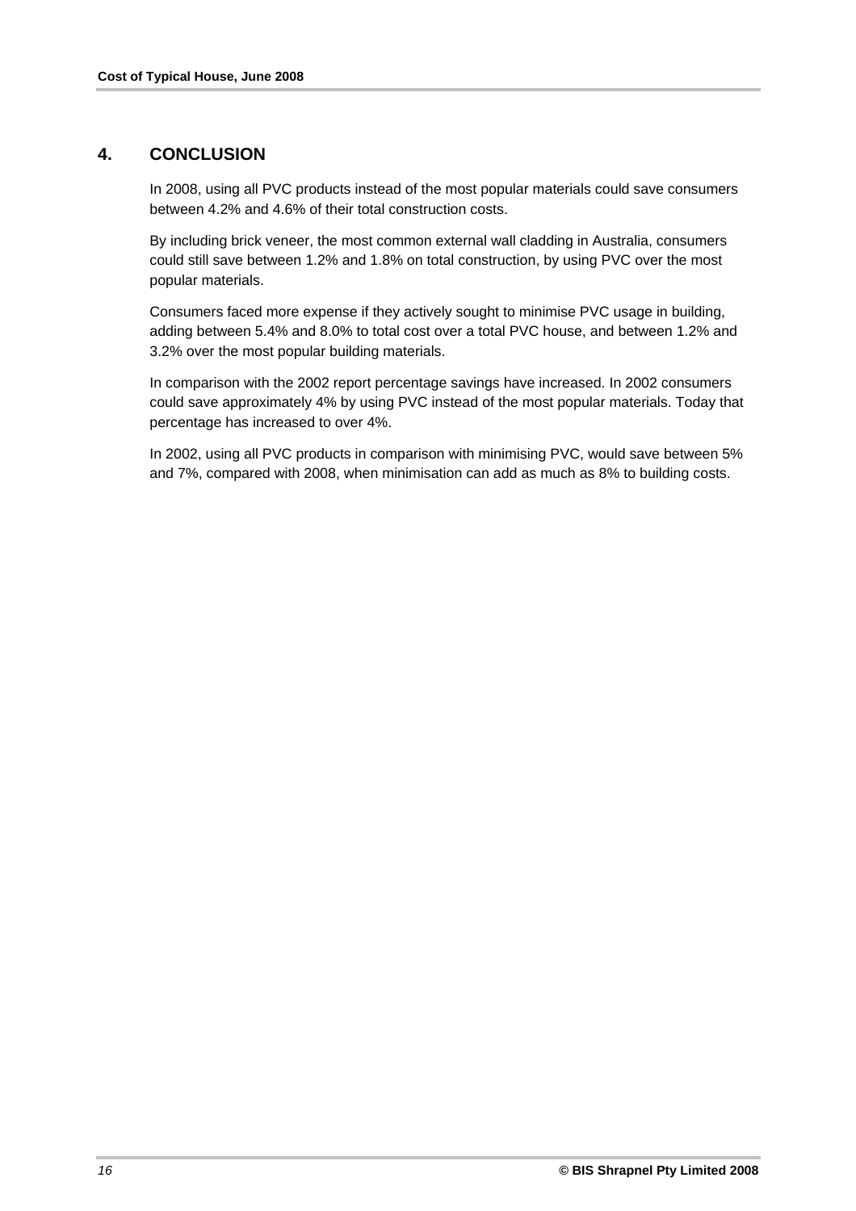## 4. CONCLUSION

In 2008, using all PVC products instead of the most popular materials could save consumers between 4.2% and 4.6% of their total construction costs.

By including brick veneer, the most common external wall cladding in Australia, consumers could still save between 1.2% and 1.8% on total construction, by using PVC over the most popular materials.

Consumers faced more expense if they actively sought to minimise PVC usage in building, adding between 5.4% and 8.0% to total cost over a total PVC house, and between 1.2% and 3.2% over the most popular building materials.

In comparison with the 2002 report percentage savings have increased. In 2002 consumers could save approximately 4% by using PVC instead of the most popular materials. Today that percentage has increased to over 4%.

In 2002, using all PVC products in comparison with minimising PVC, would save between 5% and 7%, compared with 2008, when minimisation can add as much as 8% to building costs.